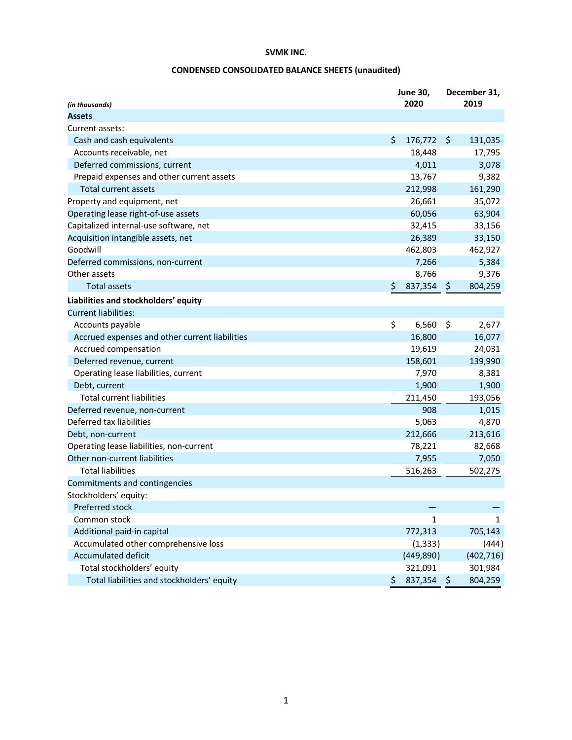**SVMK INC.**

**CONDENSED CONSOLIDATED BALANCE SHEETS (unaudited)**

| *(in thousands)* | June 30, 2020 | December 31, 2019 |
|---|---|---|
| **Assets** | | |
| Current assets: | | |
| Cash and cash equivalents | $ 176,772 | $ 131,035 |
| Accounts receivable, net | 18,448 | 17,795 |
| Deferred commissions, current | 4,011 | 3,078 |
| Prepaid expenses and other current assets | 13,767 | 9,382 |
| Total current assets | 212,998 | 161,290 |
| Property and equipment, net | 26,661 | 35,072 |
| Operating lease right-of-use assets | 60,056 | 63,904 |
| Capitalized internal-use software, net | 32,415 | 33,156 |
| Acquisition intangible assets, net | 26,389 | 33,150 |
| Goodwill | 462,803 | 462,927 |
| Deferred commissions, non-current | 7,266 | 5,384 |
| Other assets | 8,766 | 9,376 |
| Total assets | $ 837,354 | $ 804,259 |
| **Liabilities and stockholders' equity** | | |
| Current liabilities: | | |
| Accounts payable | $ 6,560 | $ 2,677 |
| Accrued expenses and other current liabilities | 16,800 | 16,077 |
| Accrued compensation | 19,619 | 24,031 |
| Deferred revenue, current | 158,601 | 139,990 |
| Operating lease liabilities, current | 7,970 | 8,381 |
| Debt, current | 1,900 | 1,900 |
| Total current liabilities | 211,450 | 193,056 |
| Deferred revenue, non-current | 908 | 1,015 |
| Deferred tax liabilities | 5,063 | 4,870 |
| Debt, non-current | 212,666 | 213,616 |
| Operating lease liabilities, non-current | 78,221 | 82,668 |
| Other non-current liabilities | 7,955 | 7,050 |
| Total liabilities | 516,263 | 502,275 |
| Commitments and contingencies | | |
| Stockholders' equity: | | |
| Preferred stock | — | — |
| Common stock | 1 | 1 |
| Additional paid-in capital | 772,313 | 705,143 |
| Accumulated other comprehensive loss | (1,333) | (444) |
| Accumulated deficit | (449,890) | (402,716) |
| Total stockholders' equity | 321,091 | 301,984 |
| Total liabilities and stockholders' equity | $ 837,354 | $ 804,259 |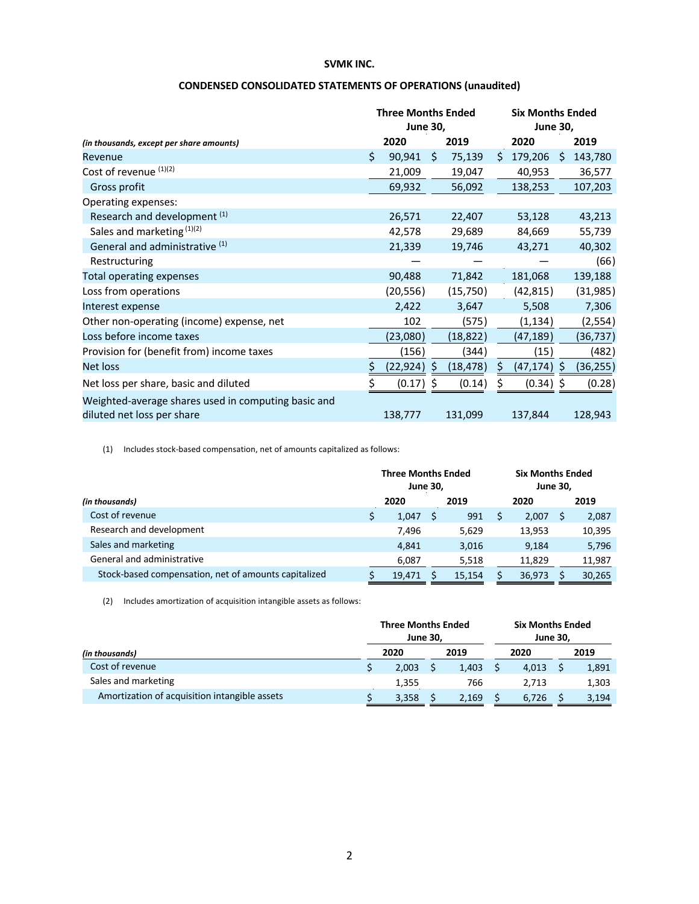**SVMK INC.**

**CONDENSED CONSOLIDATED STATEMENTS OF OPERATIONS (unaudited)**

| *(in thousands, except per share amounts)* | Three Months Ended June 30, | | Six Months Ended June 30, | |
|---|---|---|---|---|
| | 2020 | 2019 | 2020 | 2019 |
| Revenue | $ 90,941 | $ 75,139 | $ 179,206 | $ 143,780 |
| Cost of revenue [(1)(2)] | 21,009 | 19,047 | 40,953 | 36,577 |
| Gross profit | 69,932 | 56,092 | 138,253 | 107,203 |
| Operating expenses: | | | | |
| Research and development [(1)] | 26,571 | 22,407 | 53,128 | 43,213 |
| Sales and marketing [(1)(2)] | 42,578 | 29,689 | 84,669 | 55,739 |
| General and administrative [(1)] | 21,339 | 19,746 | 43,271 | 40,302 |
| Restructuring | — | — | — | (66) |
| Total operating expenses | 90,488 | 71,842 | 181,068 | 139,188 |
| Loss from operations | (20,556) | (15,750) | (42,815) | (31,985) |
| Interest expense | 2,422 | 3,647 | 5,508 | 7,306 |
| Other non-operating (income) expense, net | 102 | (575) | (1,134) | (2,554) |
| Loss before income taxes | (23,080) | (18,822) | (47,189) | (36,737) |
| Provision for (benefit from) income taxes | (156) | (344) | (15) | (482) |
| Net loss | $ (22,924) | $ (18,478) | $ (47,174) | $ (36,255) |
| Net loss per share, basic and diluted | $ (0.17) | $ (0.14) | $ (0.34) | $ (0.28) |
| Weighted-average shares used in computing basic and diluted net loss per share | 138,777 | 131,099 | 137,844 | 128,943 |

(1) Includes stock-based compensation, net of amounts capitalized as follows:

| *(in thousands)* | Three Months Ended June 30, | | Six Months Ended June 30, | |
|---|---|---|---|---|
| | 2020 | 2019 | 2020 | 2019 |
| Cost of revenue | $ 1,047 | $ 991 | $ 2,007 | $ 2,087 |
| Research and development | 7,496 | 5,629 | 13,953 | 10,395 |
| Sales and marketing | 4,841 | 3,016 | 9,184 | 5,796 |
| General and administrative | 6,087 | 5,518 | 11,829 | 11,987 |
| Stock-based compensation, net of amounts capitalized | $ 19,471 | $ 15,154 | $ 36,973 | $ 30,265 |

(2) Includes amortization of acquisition intangible assets as follows:

| *(in thousands)* | Three Months Ended June 30, | | Six Months Ended June 30, | |
|---|---|---|---|---|
| | 2020 | 2019 | 2020 | 2019 |
| Cost of revenue | $ 2,003 | $ 1,403 | $ 4,013 | $ 1,891 |
| Sales and marketing | 1,355 | 766 | 2,713 | 1,303 |
| Amortization of acquisition intangible assets | $ 3,358 | $ 2,169 | $ 6,726 | $ 3,194 |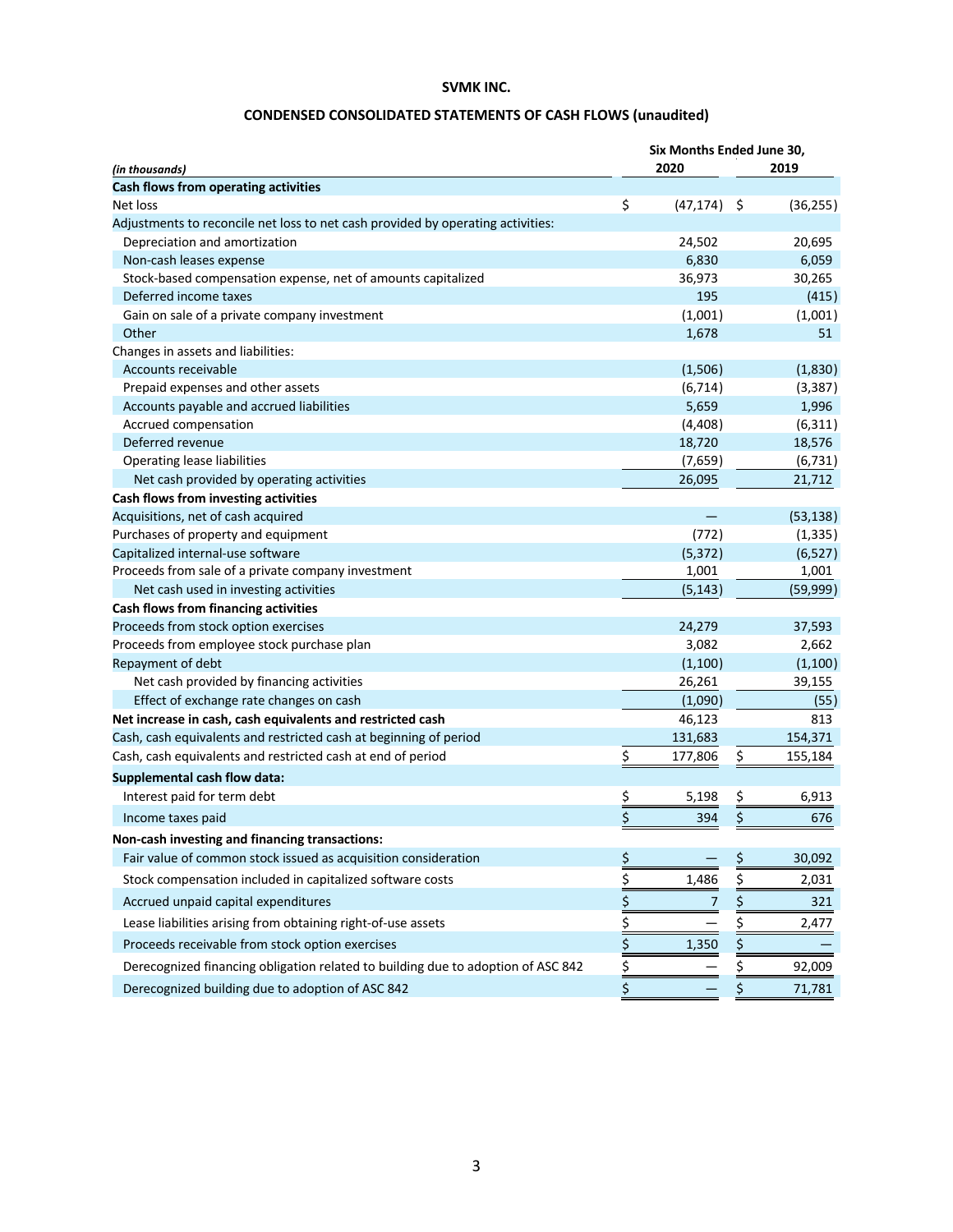**SVMK INC.**

**CONDENSED CONSOLIDATED STATEMENTS OF CASH FLOWS (unaudited)**

| *(in thousands)* | Six Months Ended June 30, 2020 | 2019 |
|---|---|---|
| **Cash flows from operating activities** | | |
| Net loss | $ (47,174) | $ (36,255) |
| Adjustments to reconcile net loss to net cash provided by operating activities: | | |
| Depreciation and amortization | 24,502 | 20,695 |
| Non-cash leases expense | 6,830 | 6,059 |
| Stock-based compensation expense, net of amounts capitalized | 36,973 | 30,265 |
| Deferred income taxes | 195 | (415) |
| Gain on sale of a private company investment | (1,001) | (1,001) |
| Other | 1,678 | 51 |
| Changes in assets and liabilities: | | |
| Accounts receivable | (1,506) | (1,830) |
| Prepaid expenses and other assets | (6,714) | (3,387) |
| Accounts payable and accrued liabilities | 5,659 | 1,996 |
| Accrued compensation | (4,408) | (6,311) |
| Deferred revenue | 18,720 | 18,576 |
| Operating lease liabilities | (7,659) | (6,731) |
| Net cash provided by operating activities | 26,095 | 21,712 |
| **Cash flows from investing activities** | | |
| Acquisitions, net of cash acquired | — | (53,138) |
| Purchases of property and equipment | (772) | (1,335) |
| Capitalized internal-use software | (5,372) | (6,527) |
| Proceeds from sale of a private company investment | 1,001 | 1,001 |
| Net cash used in investing activities | (5,143) | (59,999) |
| **Cash flows from financing activities** | | |
| Proceeds from stock option exercises | 24,279 | 37,593 |
| Proceeds from employee stock purchase plan | 3,082 | 2,662 |
| Repayment of debt | (1,100) | (1,100) |
| Net cash provided by financing activities | 26,261 | 39,155 |
| Effect of exchange rate changes on cash | (1,090) | (55) |
| **Net increase in cash, cash equivalents and restricted cash** | 46,123 | 813 |
| Cash, cash equivalents and restricted cash at beginning of period | 131,683 | 154,371 |
| Cash, cash equivalents and restricted cash at end of period | $ 177,806 | $ 155,184 |
| **Supplemental cash flow data:** | | |
| Interest paid for term debt | $ 5,198 | $ 6,913 |
| Income taxes paid | $ 394 | $ 676 |
| **Non-cash investing and financing transactions:** | | |
| Fair value of common stock issued as acquisition consideration | $ — | $ 30,092 |
| Stock compensation included in capitalized software costs | $ 1,486 | $ 2,031 |
| Accrued unpaid capital expenditures | $ 7 | $ 321 |
| Lease liabilities arising from obtaining right-of-use assets | $ — | $ 2,477 |
| Proceeds receivable from stock option exercises | $ 1,350 | $ — |
| Derecognized financing obligation related to building due to adoption of ASC 842 | $ — | $ 92,009 |
| Derecognized building due to adoption of ASC 842 | $ — | $ 71,781 |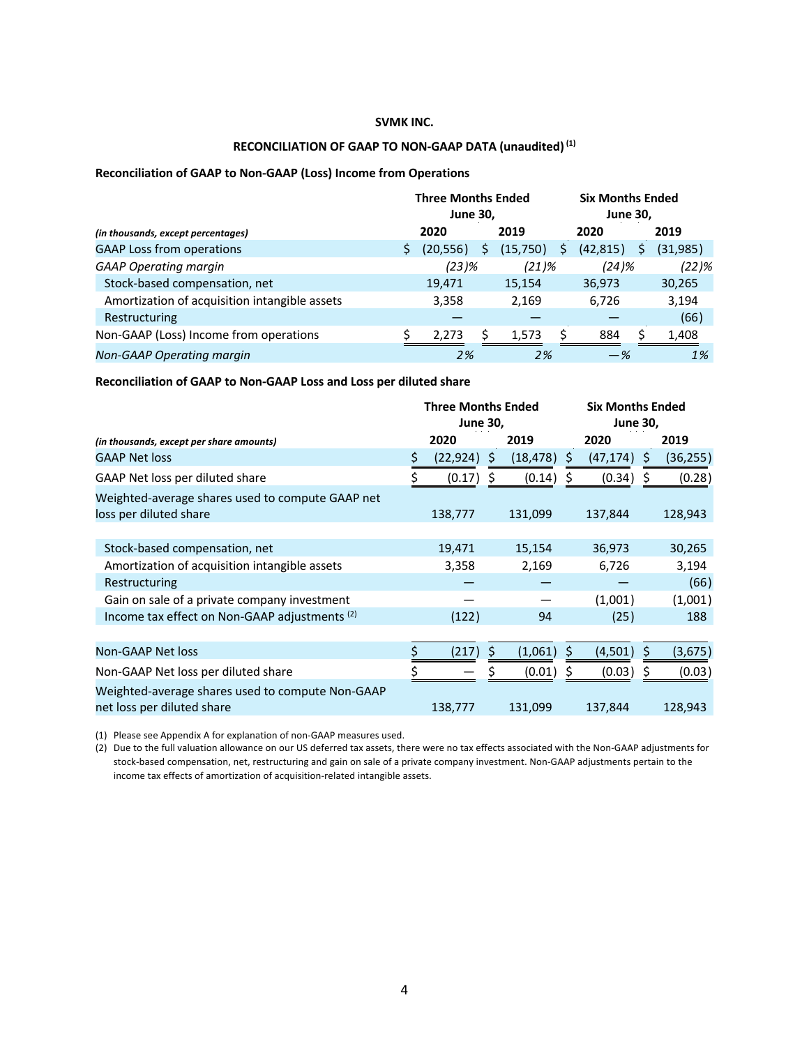**SVMK INC.**

**RECONCILIATION OF GAAP TO NON-GAAP DATA (unaudited) [(1)]**

**Reconciliation of GAAP to Non-GAAP (Loss) Income from Operations**

| *(in thousands, except percentages)* | Three Months Ended June 30, 2020 | Three Months Ended June 30, 2019 | Six Months Ended June 30, 2020 | Six Months Ended June 30, 2019 |
|---|---|---|---|---|
| GAAP Loss from operations | $ (20,556) | $ (15,750) | $ (42,815) | $ (31,985) |
| *GAAP Operating margin* | *(23)%* | *(21)%* | *(24)%* | *(22)%* |
| Stock-based compensation, net | 19,471 | 15,154 | 36,973 | 30,265 |
| Amortization of acquisition intangible assets | 3,358 | 2,169 | 6,726 | 3,194 |
| Restructuring | — | — | — | (66) |
| Non-GAAP (Loss) Income from operations | $ 2,273 | $ 1,573 | $ 884 | $ 1,408 |
| *Non-GAAP Operating margin* | *2%* | *2%* | *—%* | *1%* |

**Reconciliation of GAAP to Non-GAAP Loss and Loss per diluted share**

| *(in thousands, except per share amounts)* | Three Months Ended June 30, 2020 | Three Months Ended June 30, 2019 | Six Months Ended June 30, 2020 | Six Months Ended June 30, 2019 |
|---|---|---|---|---|
| GAAP Net loss | $ (22,924) | $ (18,478) | $ (47,174) | $ (36,255) |
| GAAP Net loss per diluted share | $ (0.17) | $ (0.14) | $ (0.34) | $ (0.28) |
| Weighted-average shares used to compute GAAP net loss per diluted share | 138,777 | 131,099 | 137,844 | 128,943 |
| Stock-based compensation, net | 19,471 | 15,154 | 36,973 | 30,265 |
| Amortization of acquisition intangible assets | 3,358 | 2,169 | 6,726 | 3,194 |
| Restructuring | — | — | — | (66) |
| Gain on sale of a private company investment | — | — | (1,001) | (1,001) |
| Income tax effect on Non-GAAP adjustments [(2)] | (122) | 94 | (25) | 188 |
| Non-GAAP Net loss | $ (217) | $ (1,061) | $ (4,501) | $ (3,675) |
| Non-GAAP Net loss per diluted share | $ — | $ (0.01) | $ (0.03) | $ (0.03) |
| Weighted-average shares used to compute Non-GAAP net loss per diluted share | 138,777 | 131,099 | 137,844 | 128,943 |

(1) Please see Appendix A for explanation of non-GAAP measures used.

(2) Due to the full valuation allowance on our US deferred tax assets, there were no tax effects associated with the Non-GAAP adjustments for stock-based compensation, net, restructuring and gain on sale of a private company investment. Non-GAAP adjustments pertain to the income tax effects of amortization of acquisition-related intangible assets.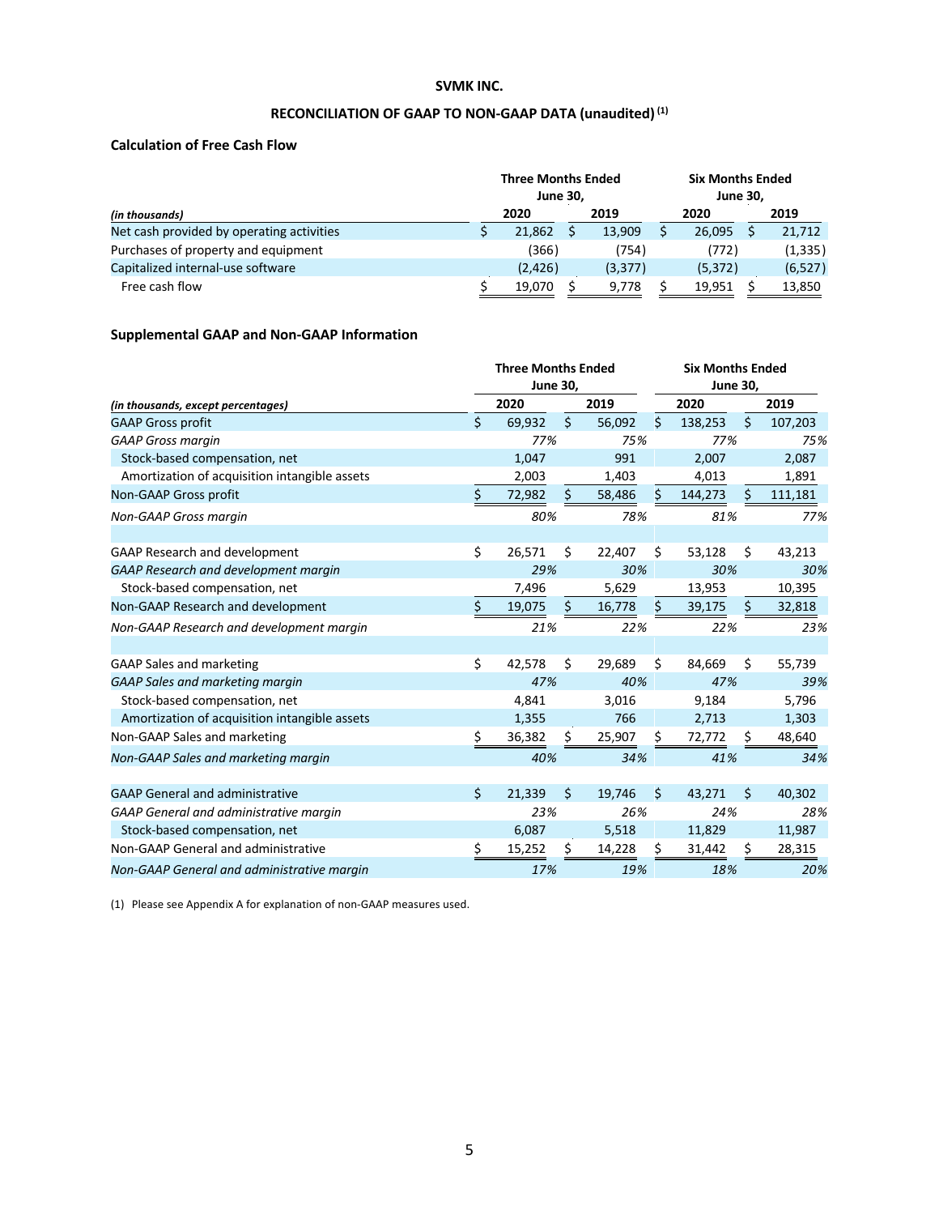**SVMK INC.**

**RECONCILIATION OF GAAP TO NON-GAAP DATA (unaudited) [(1)]**

### Calculation of Free Cash Flow

| *(in thousands)* | Three Months Ended June 30, 2020 | Three Months Ended June 30, 2019 | Six Months Ended June 30, 2020 | Six Months Ended June 30, 2019 |
|---|---|---|---|---|
| Net cash provided by operating activities | $ 21,862 | $ 13,909 | $ 26,095 | $ 21,712 |
| Purchases of property and equipment | (366) | (754) | (772) | (1,335) |
| Capitalized internal-use software | (2,426) | (3,377) | (5,372) | (6,527) |
| Free cash flow | $ 19,070 | $ 9,778 | $ 19,951 | $ 13,850 |

### Supplemental GAAP and Non-GAAP Information

| *(in thousands, except percentages)* | Three Months Ended June 30, 2020 | Three Months Ended June 30, 2019 | Six Months Ended June 30, 2020 | Six Months Ended June 30, 2019 |
|---|---|---|---|---|
| GAAP Gross profit | $ 69,932 | $ 56,092 | $ 138,253 | $ 107,203 |
| *GAAP Gross margin* | *77%* | *75%* | *77%* | *75%* |
| Stock-based compensation, net | 1,047 | 991 | 2,007 | 2,087 |
| Amortization of acquisition intangible assets | 2,003 | 1,403 | 4,013 | 1,891 |
| Non-GAAP Gross profit | $ 72,982 | $ 58,486 | $ 144,273 | $ 111,181 |
| *Non-GAAP Gross margin* | *80%* | *78%* | *81%* | *77%* |
| | | | | |
| GAAP Research and development | $ 26,571 | $ 22,407 | $ 53,128 | $ 43,213 |
| *GAAP Research and development margin* | *29%* | *30%* | *30%* | *30%* |
| Stock-based compensation, net | 7,496 | 5,629 | 13,953 | 10,395 |
| Non-GAAP Research and development | $ 19,075 | $ 16,778 | $ 39,175 | $ 32,818 |
| *Non-GAAP Research and development margin* | *21%* | *22%* | *22%* | *23%* |
| | | | | |
| GAAP Sales and marketing | $ 42,578 | $ 29,689 | $ 84,669 | $ 55,739 |
| *GAAP Sales and marketing margin* | *47%* | *40%* | *47%* | *39%* |
| Stock-based compensation, net | 4,841 | 3,016 | 9,184 | 5,796 |
| Amortization of acquisition intangible assets | 1,355 | 766 | 2,713 | 1,303 |
| Non-GAAP Sales and marketing | $ 36,382 | $ 25,907 | $ 72,772 | $ 48,640 |
| *Non-GAAP Sales and marketing margin* | *40%* | *34%* | *41%* | *34%* |
| | | | | |
| GAAP General and administrative | $ 21,339 | $ 19,746 | $ 43,271 | $ 40,302 |
| *GAAP General and administrative margin* | *23%* | *26%* | *24%* | *28%* |
| Stock-based compensation, net | 6,087 | 5,518 | 11,829 | 11,987 |
| Non-GAAP General and administrative | $ 15,252 | $ 14,228 | $ 31,442 | $ 28,315 |
| *Non-GAAP General and administrative margin* | *17%* | *19%* | *18%* | *20%* |

(1) Please see Appendix A for explanation of non-GAAP measures used.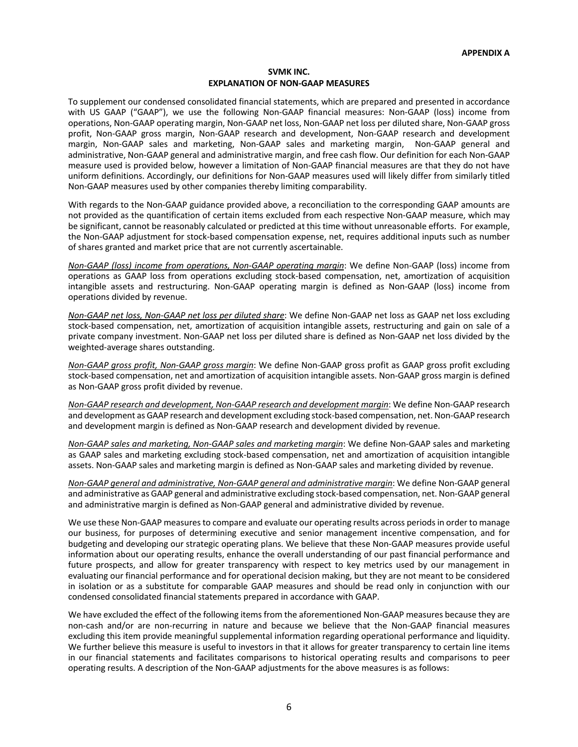**APPENDIX A**

**SVMK INC.**
**EXPLANATION OF NON-GAAP MEASURES**

To supplement our condensed consolidated financial statements, which are prepared and presented in accordance with US GAAP ("GAAP"), we use the following Non-GAAP financial measures: Non-GAAP (loss) income from operations, Non-GAAP operating margin, Non-GAAP net loss, Non-GAAP net loss per diluted share, Non-GAAP gross profit, Non-GAAP gross margin, Non-GAAP research and development, Non-GAAP research and development margin, Non-GAAP sales and marketing, Non-GAAP sales and marketing margin, Non-GAAP general and administrative, Non-GAAP general and administrative margin, and free cash flow. Our definition for each Non-GAAP measure used is provided below, however a limitation of Non-GAAP financial measures are that they do not have uniform definitions. Accordingly, our definitions for Non-GAAP measures used will likely differ from similarly titled Non-GAAP measures used by other companies thereby limiting comparability.

With regards to the Non-GAAP guidance provided above, a reconciliation to the corresponding GAAP amounts are not provided as the quantification of certain items excluded from each respective Non-GAAP measure, which may be significant, cannot be reasonably calculated or predicted at this time without unreasonable efforts. For example, the Non-GAAP adjustment for stock-based compensation expense, net, requires additional inputs such as number of shares granted and market price that are not currently ascertainable.

*Non-GAAP (loss) income from operations, Non-GAAP operating margin*: We define Non-GAAP (loss) income from operations as GAAP loss from operations excluding stock-based compensation, net, amortization of acquisition intangible assets and restructuring. Non-GAAP operating margin is defined as Non-GAAP (loss) income from operations divided by revenue.

*Non-GAAP net loss, Non-GAAP net loss per diluted share*: We define Non-GAAP net loss as GAAP net loss excluding stock-based compensation, net, amortization of acquisition intangible assets, restructuring and gain on sale of a private company investment. Non-GAAP net loss per diluted share is defined as Non-GAAP net loss divided by the weighted-average shares outstanding.

*Non-GAAP gross profit, Non-GAAP gross margin*: We define Non-GAAP gross profit as GAAP gross profit excluding stock-based compensation, net and amortization of acquisition intangible assets. Non-GAAP gross margin is defined as Non-GAAP gross profit divided by revenue.

*Non-GAAP research and development, Non-GAAP research and development margin*: We define Non-GAAP research and development as GAAP research and development excluding stock-based compensation, net. Non-GAAP research and development margin is defined as Non-GAAP research and development divided by revenue.

*Non-GAAP sales and marketing, Non-GAAP sales and marketing margin*: We define Non-GAAP sales and marketing as GAAP sales and marketing excluding stock-based compensation, net and amortization of acquisition intangible assets. Non-GAAP sales and marketing margin is defined as Non-GAAP sales and marketing divided by revenue.

*Non-GAAP general and administrative, Non-GAAP general and administrative margin*: We define Non-GAAP general and administrative as GAAP general and administrative excluding stock-based compensation, net. Non-GAAP general and administrative margin is defined as Non-GAAP general and administrative divided by revenue.

We use these Non-GAAP measures to compare and evaluate our operating results across periods in order to manage our business, for purposes of determining executive and senior management incentive compensation, and for budgeting and developing our strategic operating plans. We believe that these Non-GAAP measures provide useful information about our operating results, enhance the overall understanding of our past financial performance and future prospects, and allow for greater transparency with respect to key metrics used by our management in evaluating our financial performance and for operational decision making, but they are not meant to be considered in isolation or as a substitute for comparable GAAP measures and should be read only in conjunction with our condensed consolidated financial statements prepared in accordance with GAAP.

We have excluded the effect of the following items from the aforementioned Non-GAAP measures because they are non-cash and/or are non-recurring in nature and because we believe that the Non-GAAP financial measures excluding this item provide meaningful supplemental information regarding operational performance and liquidity. We further believe this measure is useful to investors in that it allows for greater transparency to certain line items in our financial statements and facilitates comparisons to historical operating results and comparisons to peer operating results. A description of the Non-GAAP adjustments for the above measures is as follows: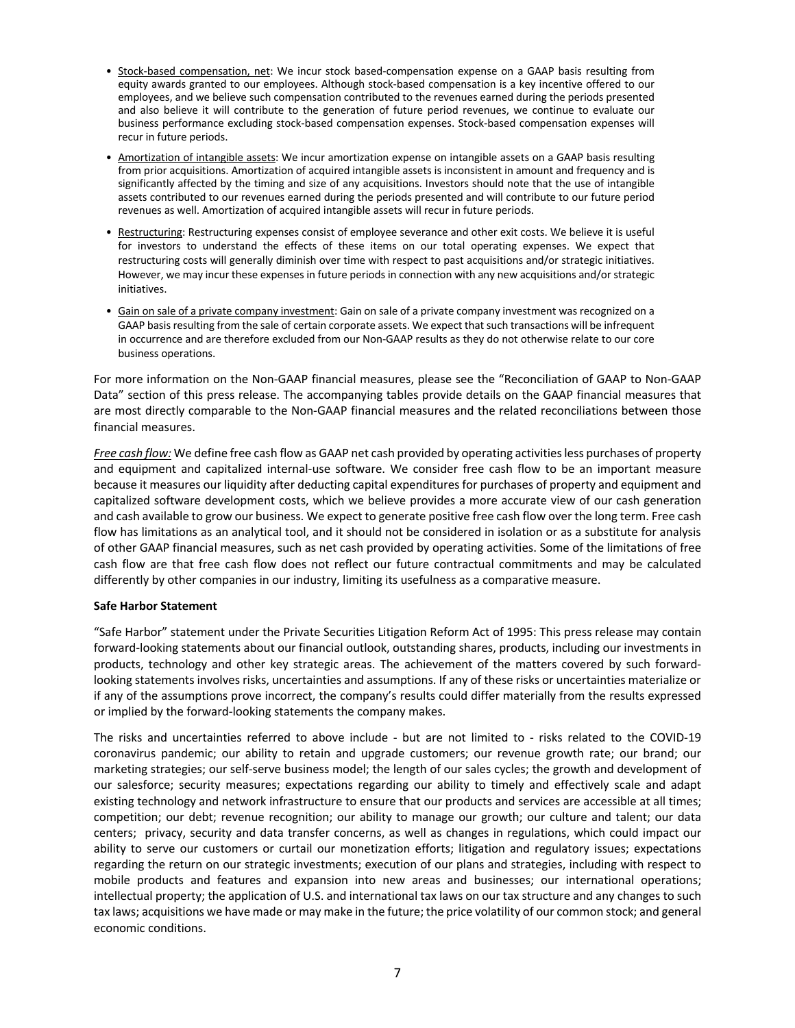- Stock-based compensation, net: We incur stock based-compensation expense on a GAAP basis resulting from equity awards granted to our employees. Although stock-based compensation is a key incentive offered to our employees, and we believe such compensation contributed to the revenues earned during the periods presented and also believe it will contribute to the generation of future period revenues, we continue to evaluate our business performance excluding stock-based compensation expenses. Stock-based compensation expenses will recur in future periods.
- Amortization of intangible assets: We incur amortization expense on intangible assets on a GAAP basis resulting from prior acquisitions. Amortization of acquired intangible assets is inconsistent in amount and frequency and is significantly affected by the timing and size of any acquisitions. Investors should note that the use of intangible assets contributed to our revenues earned during the periods presented and will contribute to our future period revenues as well. Amortization of acquired intangible assets will recur in future periods.
- Restructuring: Restructuring expenses consist of employee severance and other exit costs. We believe it is useful for investors to understand the effects of these items on our total operating expenses. We expect that restructuring costs will generally diminish over time with respect to past acquisitions and/or strategic initiatives. However, we may incur these expenses in future periods in connection with any new acquisitions and/or strategic initiatives.
- Gain on sale of a private company investment: Gain on sale of a private company investment was recognized on a GAAP basis resulting from the sale of certain corporate assets. We expect that such transactions will be infrequent in occurrence and are therefore excluded from our Non-GAAP results as they do not otherwise relate to our core business operations.

For more information on the Non-GAAP financial measures, please see the "Reconciliation of GAAP to Non-GAAP Data" section of this press release. The accompanying tables provide details on the GAAP financial measures that are most directly comparable to the Non-GAAP financial measures and the related reconciliations between those financial measures.

*Free cash flow:* We define free cash flow as GAAP net cash provided by operating activities less purchases of property and equipment and capitalized internal-use software. We consider free cash flow to be an important measure because it measures our liquidity after deducting capital expenditures for purchases of property and equipment and capitalized software development costs, which we believe provides a more accurate view of our cash generation and cash available to grow our business. We expect to generate positive free cash flow over the long term. Free cash flow has limitations as an analytical tool, and it should not be considered in isolation or as a substitute for analysis of other GAAP financial measures, such as net cash provided by operating activities. Some of the limitations of free cash flow are that free cash flow does not reflect our future contractual commitments and may be calculated differently by other companies in our industry, limiting its usefulness as a comparative measure.

**Safe Harbor Statement**

"Safe Harbor" statement under the Private Securities Litigation Reform Act of 1995: This press release may contain forward-looking statements about our financial outlook, outstanding shares, products, including our investments in products, technology and other key strategic areas. The achievement of the matters covered by such forward-looking statements involves risks, uncertainties and assumptions. If any of these risks or uncertainties materialize or if any of the assumptions prove incorrect, the company's results could differ materially from the results expressed or implied by the forward-looking statements the company makes.

The risks and uncertainties referred to above include - but are not limited to - risks related to the COVID-19 coronavirus pandemic; our ability to retain and upgrade customers; our revenue growth rate; our brand; our marketing strategies; our self-serve business model; the length of our sales cycles; the growth and development of our salesforce; security measures; expectations regarding our ability to timely and effectively scale and adapt existing technology and network infrastructure to ensure that our products and services are accessible at all times; competition; our debt; revenue recognition; our ability to manage our growth; our culture and talent; our data centers; privacy, security and data transfer concerns, as well as changes in regulations, which could impact our ability to serve our customers or curtail our monetization efforts; litigation and regulatory issues; expectations regarding the return on our strategic investments; execution of our plans and strategies, including with respect to mobile products and features and expansion into new areas and businesses; our international operations; intellectual property; the application of U.S. and international tax laws on our tax structure and any changes to such tax laws; acquisitions we have made or may make in the future; the price volatility of our common stock; and general economic conditions.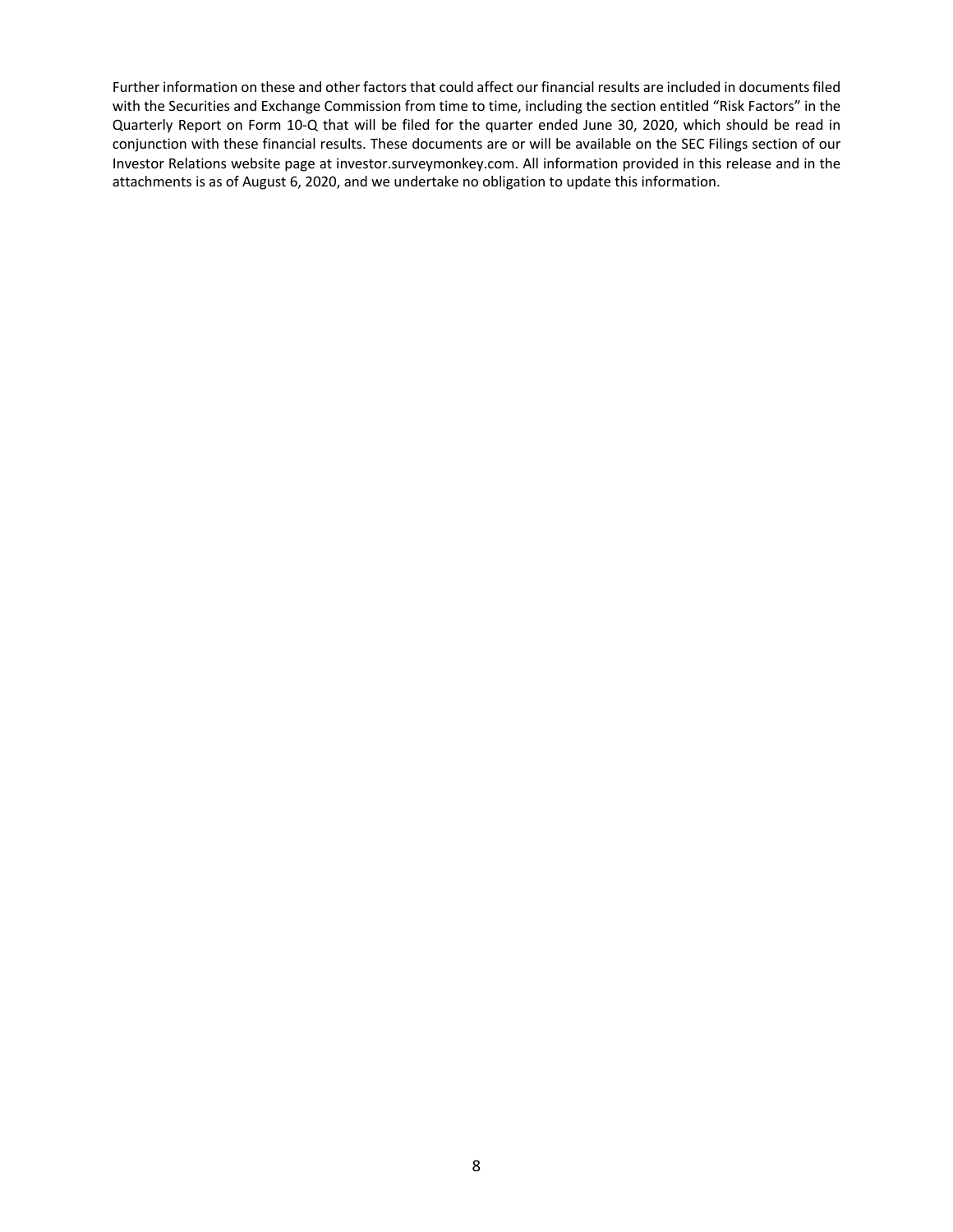Further information on these and other factors that could affect our financial results are included in documents filed with the Securities and Exchange Commission from time to time, including the section entitled "Risk Factors" in the Quarterly Report on Form 10-Q that will be filed for the quarter ended June 30, 2020, which should be read in conjunction with these financial results. These documents are or will be available on the SEC Filings section of our Investor Relations website page at investor.surveymonkey.com. All information provided in this release and in the attachments is as of August 6, 2020, and we undertake no obligation to update this information.